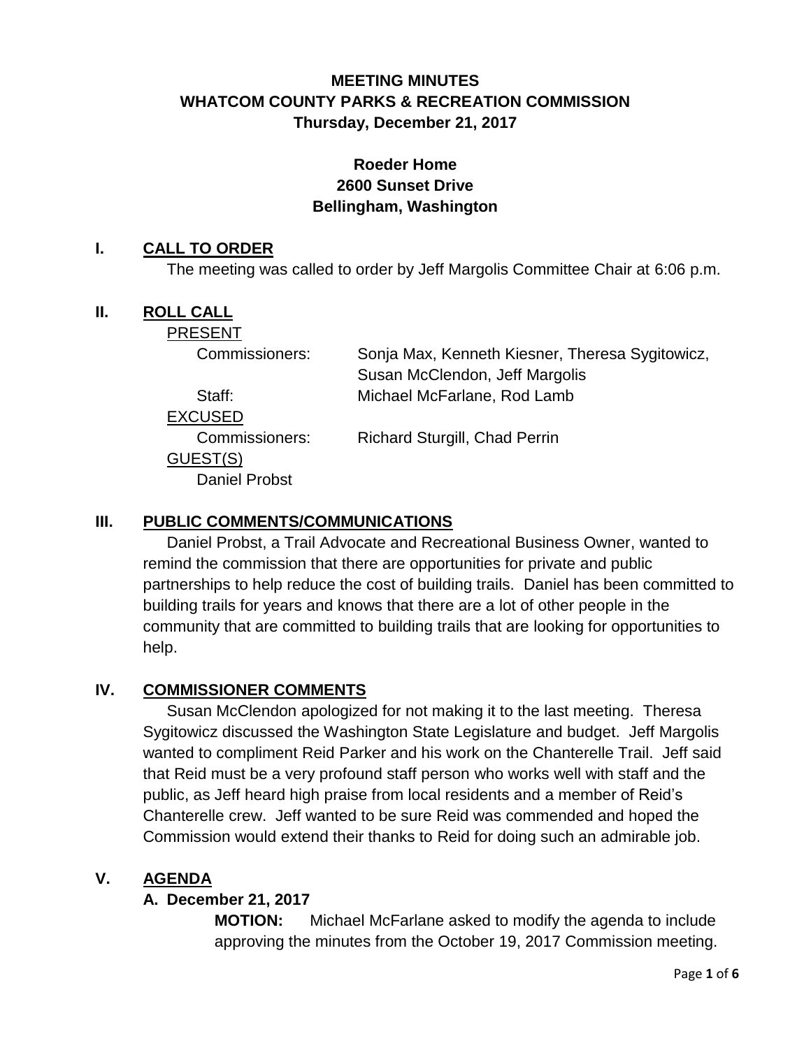# MEETING MINUTES
# WHATCOM COUNTY PARKS & RECREATION COMMISSION
## Thursday, December 21, 2017

**Roeder Home**
**2600 Sunset Drive**
**Bellingham, Washington**

## I. CALL TO ORDER

The meeting was called to order by Jeff Margolis Committee Chair at 6:06 p.m.

## II. ROLL CALL

PRESENT

Commissioners: Sonja Max, Kenneth Kiesner, Theresa Sygitowicz, Susan McClendon, Jeff Margolis

Staff: Michael McFarlane, Rod Lamb

EXCUSED

Commissioners: Richard Sturgill, Chad Perrin

GUEST(S)

Daniel Probst

## III. PUBLIC COMMENTS/COMMUNICATIONS

Daniel Probst, a Trail Advocate and Recreational Business Owner, wanted to remind the commission that there are opportunities for private and public partnerships to help reduce the cost of building trails. Daniel has been committed to building trails for years and knows that there are a lot of other people in the community that are committed to building trails that are looking for opportunities to help.

## IV. COMMISSIONER COMMENTS

Susan McClendon apologized for not making it to the last meeting. Theresa Sygitowicz discussed the Washington State Legislature and budget. Jeff Margolis wanted to compliment Reid Parker and his work on the Chanterelle Trail. Jeff said that Reid must be a very profound staff person who works well with staff and the public, as Jeff heard high praise from local residents and a member of Reid's Chanterelle crew. Jeff wanted to be sure Reid was commended and hoped the Commission would extend their thanks to Reid for doing such an admirable job.

## V. AGENDA

### A. December 21, 2017

**MOTION:** Michael McFarlane asked to modify the agenda to include approving the minutes from the October 19, 2017 Commission meeting.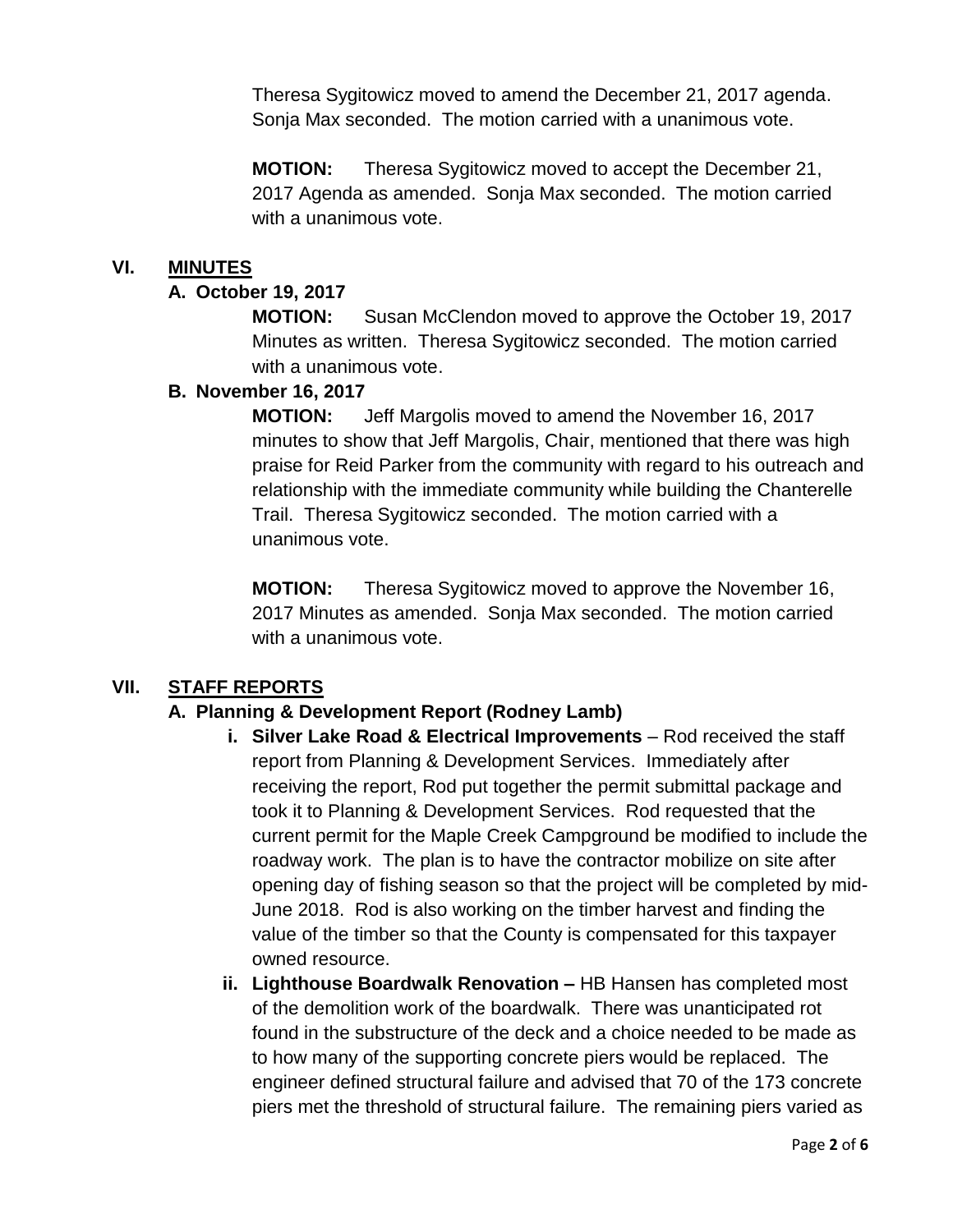Theresa Sygitowicz moved to amend the December 21, 2017 agenda. Sonja Max seconded. The motion carried with a unanimous vote.

**MOTION:** Theresa Sygitowicz moved to accept the December 21, 2017 Agenda as amended. Sonja Max seconded. The motion carried with a unanimous vote.

## VI. MINUTES

### A. October 19, 2017

**MOTION:** Susan McClendon moved to approve the October 19, 2017 Minutes as written. Theresa Sygitowicz seconded. The motion carried with a unanimous vote.

### B. November 16, 2017

**MOTION:** Jeff Margolis moved to amend the November 16, 2017 minutes to show that Jeff Margolis, Chair, mentioned that there was high praise for Reid Parker from the community with regard to his outreach and relationship with the immediate community while building the Chanterelle Trail. Theresa Sygitowicz seconded. The motion carried with a unanimous vote.

**MOTION:** Theresa Sygitowicz moved to approve the November 16, 2017 Minutes as amended. Sonja Max seconded. The motion carried with a unanimous vote.

## VII. STAFF REPORTS

### A. Planning & Development Report (Rodney Lamb)

i. **Silver Lake Road & Electrical Improvements** – Rod received the staff report from Planning & Development Services. Immediately after receiving the report, Rod put together the permit submittal package and took it to Planning & Development Services. Rod requested that the current permit for the Maple Creek Campground be modified to include the roadway work. The plan is to have the contractor mobilize on site after opening day of fishing season so that the project will be completed by mid-June 2018. Rod is also working on the timber harvest and finding the value of the timber so that the County is compensated for this taxpayer owned resource.

ii. **Lighthouse Boardwalk Renovation –** HB Hansen has completed most of the demolition work of the boardwalk. There was unanticipated rot found in the substructure of the deck and a choice needed to be made as to how many of the supporting concrete piers would be replaced. The engineer defined structural failure and advised that 70 of the 173 concrete piers met the threshold of structural failure. The remaining piers varied as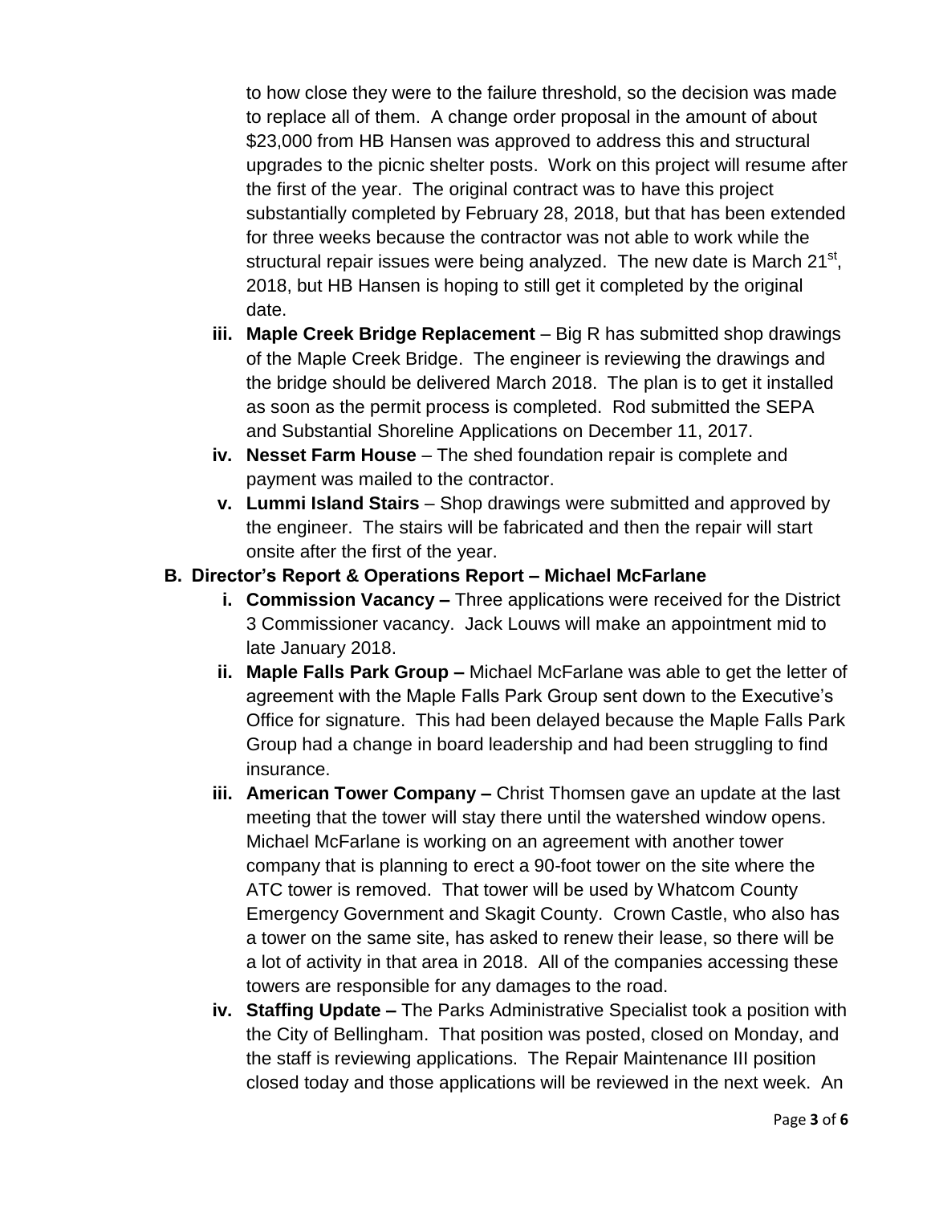to how close they were to the failure threshold, so the decision was made to replace all of them. A change order proposal in the amount of about $23,000 from HB Hansen was approved to address this and structural upgrades to the picnic shelter posts. Work on this project will resume after the first of the year. The original contract was to have this project substantially completed by February 28, 2018, but that has been extended for three weeks because the contractor was not able to work while the structural repair issues were being analyzed. The new date is March 21st, 2018, but HB Hansen is hoping to still get it completed by the original date.

iii. **Maple Creek Bridge Replacement** – Big R has submitted shop drawings of the Maple Creek Bridge. The engineer is reviewing the drawings and the bridge should be delivered March 2018. The plan is to get it installed as soon as the permit process is completed. Rod submitted the SEPA and Substantial Shoreline Applications on December 11, 2017.

iv. **Nesset Farm House** – The shed foundation repair is complete and payment was mailed to the contractor.

v. **Lummi Island Stairs** – Shop drawings were submitted and approved by the engineer. The stairs will be fabricated and then the repair will start onsite after the first of the year.

**B. Director's Report & Operations Report – Michael McFarlane**

i. **Commission Vacancy –** Three applications were received for the District 3 Commissioner vacancy. Jack Louws will make an appointment mid to late January 2018.

ii. **Maple Falls Park Group –** Michael McFarlane was able to get the letter of agreement with the Maple Falls Park Group sent down to the Executive's Office for signature. This had been delayed because the Maple Falls Park Group had a change in board leadership and had been struggling to find insurance.

iii. **American Tower Company –** Christ Thomsen gave an update at the last meeting that the tower will stay there until the watershed window opens. Michael McFarlane is working on an agreement with another tower company that is planning to erect a 90-foot tower on the site where the ATC tower is removed. That tower will be used by Whatcom County Emergency Government and Skagit County. Crown Castle, who also has a tower on the same site, has asked to renew their lease, so there will be a lot of activity in that area in 2018. All of the companies accessing these towers are responsible for any damages to the road.

iv. **Staffing Update –** The Parks Administrative Specialist took a position with the City of Bellingham. That position was posted, closed on Monday, and the staff is reviewing applications. The Repair Maintenance III position closed today and those applications will be reviewed in the next week. An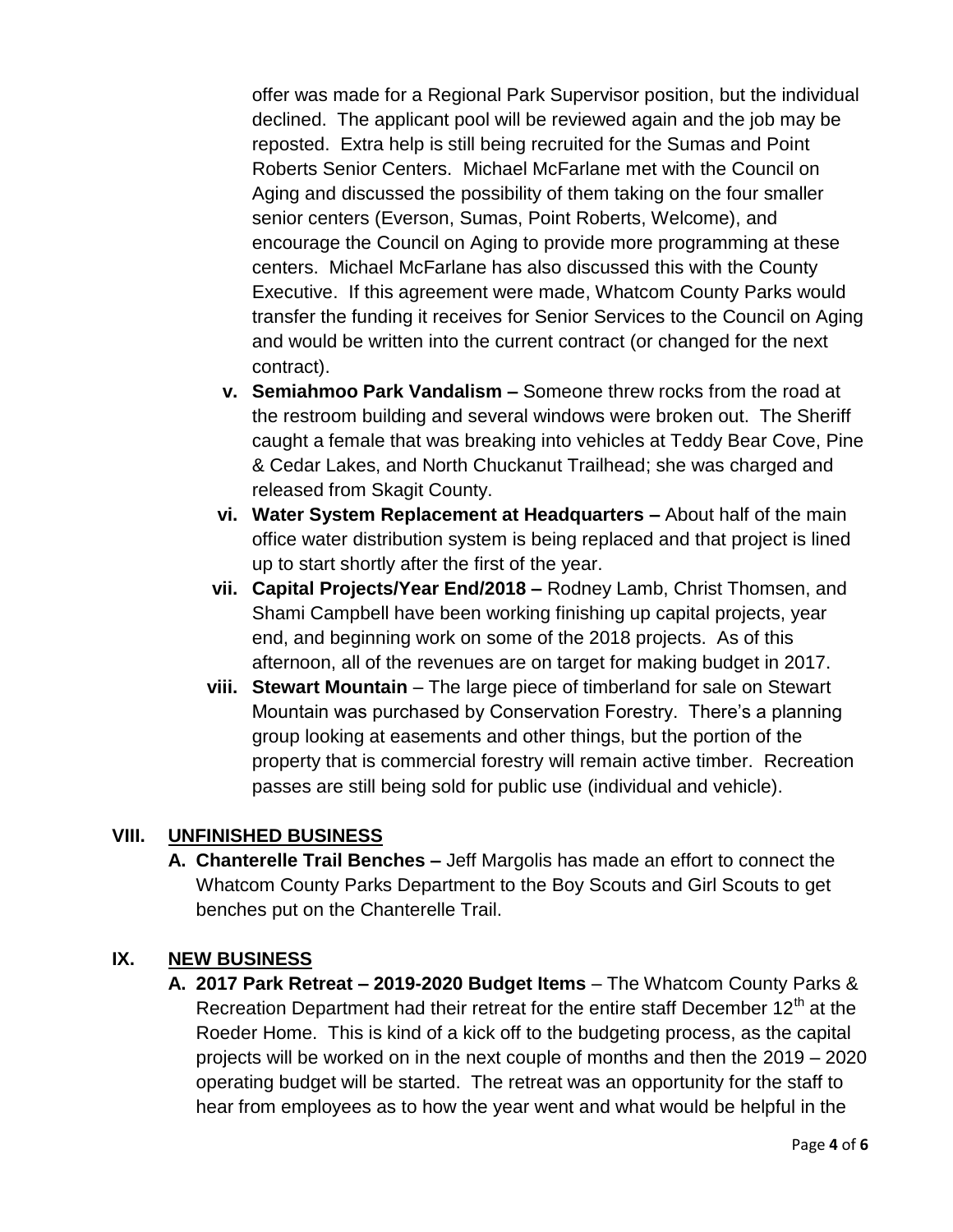offer was made for a Regional Park Supervisor position, but the individual declined. The applicant pool will be reviewed again and the job may be reposted. Extra help is still being recruited for the Sumas and Point Roberts Senior Centers. Michael McFarlane met with the Council on Aging and discussed the possibility of them taking on the four smaller senior centers (Everson, Sumas, Point Roberts, Welcome), and encourage the Council on Aging to provide more programming at these centers. Michael McFarlane has also discussed this with the County Executive. If this agreement were made, Whatcom County Parks would transfer the funding it receives for Senior Services to the Council on Aging and would be written into the current contract (or changed for the next contract).

v. **Semiahmoo Park Vandalism –** Someone threw rocks from the road at the restroom building and several windows were broken out. The Sheriff caught a female that was breaking into vehicles at Teddy Bear Cove, Pine & Cedar Lakes, and North Chuckanut Trailhead; she was charged and released from Skagit County.

vi. **Water System Replacement at Headquarters –** About half of the main office water distribution system is being replaced and that project is lined up to start shortly after the first of the year.

vii. **Capital Projects/Year End/2018 –** Rodney Lamb, Christ Thomsen, and Shami Campbell have been working finishing up capital projects, year end, and beginning work on some of the 2018 projects. As of this afternoon, all of the revenues are on target for making budget in 2017.

viii. **Stewart Mountain** – The large piece of timberland for sale on Stewart Mountain was purchased by Conservation Forestry. There's a planning group looking at easements and other things, but the portion of the property that is commercial forestry will remain active timber. Recreation passes are still being sold for public use (individual and vehicle).

## VIII. UNFINISHED BUSINESS

**A. Chanterelle Trail Benches –** Jeff Margolis has made an effort to connect the Whatcom County Parks Department to the Boy Scouts and Girl Scouts to get benches put on the Chanterelle Trail.

## IX. NEW BUSINESS

**A. 2017 Park Retreat – 2019-2020 Budget Items** – The Whatcom County Parks & Recreation Department had their retreat for the entire staff December 12th at the Roeder Home. This is kind of a kick off to the budgeting process, as the capital projects will be worked on in the next couple of months and then the 2019 – 2020 operating budget will be started. The retreat was an opportunity for the staff to hear from employees as to how the year went and what would be helpful in the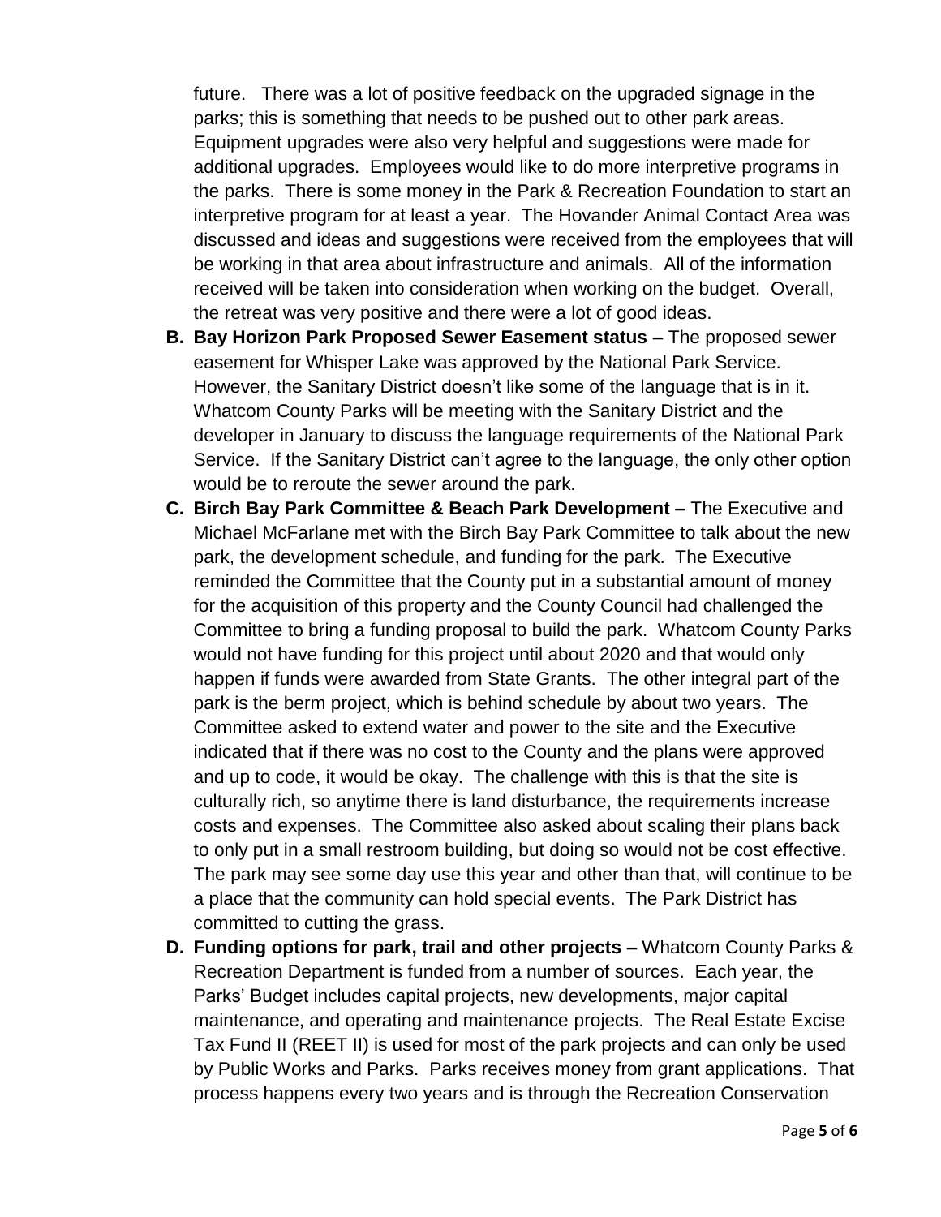future. There was a lot of positive feedback on the upgraded signage in the parks; this is something that needs to be pushed out to other park areas. Equipment upgrades were also very helpful and suggestions were made for additional upgrades. Employees would like to do more interpretive programs in the parks. There is some money in the Park & Recreation Foundation to start an interpretive program for at least a year. The Hovander Animal Contact Area was discussed and ideas and suggestions were received from the employees that will be working in that area about infrastructure and animals. All of the information received will be taken into consideration when working on the budget. Overall, the retreat was very positive and there were a lot of good ideas.

**B. Bay Horizon Park Proposed Sewer Easement status –** The proposed sewer easement for Whisper Lake was approved by the National Park Service. However, the Sanitary District doesn't like some of the language that is in it. Whatcom County Parks will be meeting with the Sanitary District and the developer in January to discuss the language requirements of the National Park Service. If the Sanitary District can't agree to the language, the only other option would be to reroute the sewer around the park.

**C. Birch Bay Park Committee & Beach Park Development –** The Executive and Michael McFarlane met with the Birch Bay Park Committee to talk about the new park, the development schedule, and funding for the park. The Executive reminded the Committee that the County put in a substantial amount of money for the acquisition of this property and the County Council had challenged the Committee to bring a funding proposal to build the park. Whatcom County Parks would not have funding for this project until about 2020 and that would only happen if funds were awarded from State Grants. The other integral part of the park is the berm project, which is behind schedule by about two years. The Committee asked to extend water and power to the site and the Executive indicated that if there was no cost to the County and the plans were approved and up to code, it would be okay. The challenge with this is that the site is culturally rich, so anytime there is land disturbance, the requirements increase costs and expenses. The Committee also asked about scaling their plans back to only put in a small restroom building, but doing so would not be cost effective. The park may see some day use this year and other than that, will continue to be a place that the community can hold special events. The Park District has committed to cutting the grass.

**D. Funding options for park, trail and other projects –** Whatcom County Parks & Recreation Department is funded from a number of sources. Each year, the Parks' Budget includes capital projects, new developments, major capital maintenance, and operating and maintenance projects. The Real Estate Excise Tax Fund II (REET II) is used for most of the park projects and can only be used by Public Works and Parks. Parks receives money from grant applications. That process happens every two years and is through the Recreation Conservation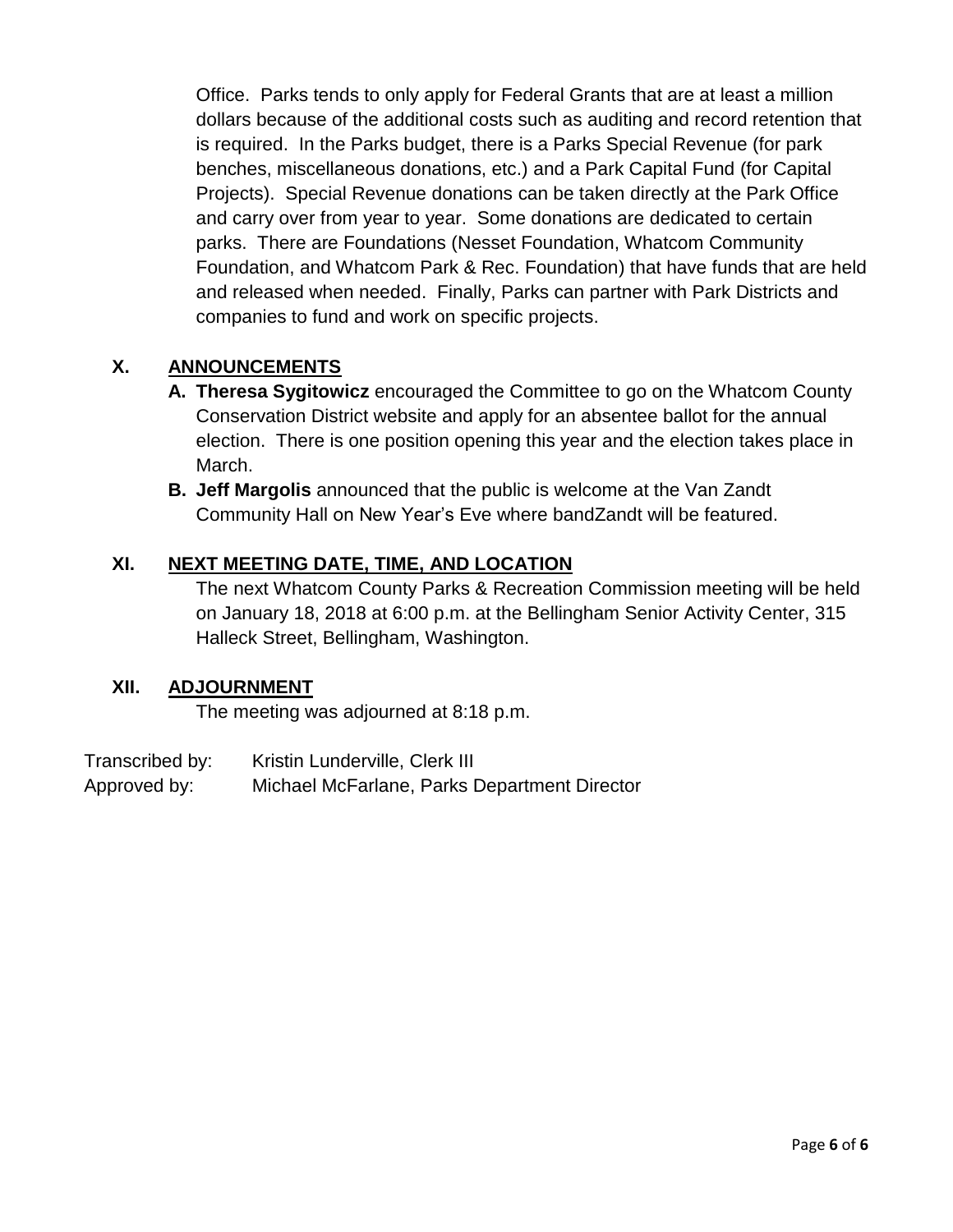Office. Parks tends to only apply for Federal Grants that are at least a million dollars because of the additional costs such as auditing and record retention that is required. In the Parks budget, there is a Parks Special Revenue (for park benches, miscellaneous donations, etc.) and a Park Capital Fund (for Capital Projects). Special Revenue donations can be taken directly at the Park Office and carry over from year to year. Some donations are dedicated to certain parks. There are Foundations (Nesset Foundation, Whatcom Community Foundation, and Whatcom Park & Rec. Foundation) that have funds that are held and released when needed. Finally, Parks can partner with Park Districts and companies to fund and work on specific projects.

## X. ANNOUNCEMENTS

**A. Theresa Sygitowicz** encouraged the Committee to go on the Whatcom County Conservation District website and apply for an absentee ballot for the annual election. There is one position opening this year and the election takes place in March.

**B. Jeff Margolis** announced that the public is welcome at the Van Zandt Community Hall on New Year's Eve where bandZandt will be featured.

## XI. NEXT MEETING DATE, TIME, AND LOCATION

The next Whatcom County Parks & Recreation Commission meeting will be held on January 18, 2018 at 6:00 p.m. at the Bellingham Senior Activity Center, 315 Halleck Street, Bellingham, Washington.

## XII. ADJOURNMENT

The meeting was adjourned at 8:18 p.m.

Transcribed by: Kristin Lunderville, Clerk III
Approved by: Michael McFarlane, Parks Department Director